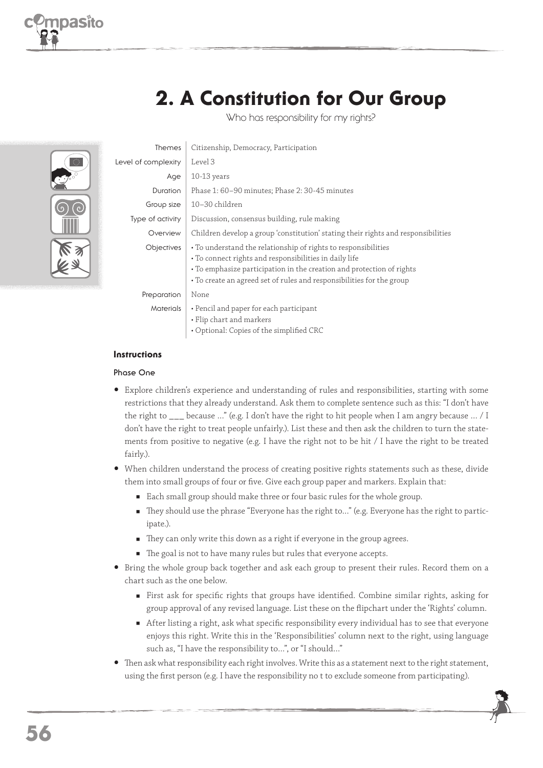# 2. A Constitution for Our Group

Who has responsibility for my rights?

| | |
|---|---|
| Themes | Citizenship, Democracy, Participation |
| Level of complexity | Level 3 |
| Age | 10-13 years |
| Duration | Phase 1: 60–90 minutes; Phase 2: 30-45 minutes |
| Group size | 10–30 children |
| Type of activity | Discussion, consensus building, rule making |
| Overview | Children develop a group 'constitution' stating their rights and responsibilities |
| Objectives | • To understand the relationship of rights to responsibilities<br>• To connect rights and responsibilities in daily life<br>• To emphasize participation in the creation and protection of rights<br>• To create an agreed set of rules and responsibilities for the group |
| Preparation | None |
| Materials | • Pencil and paper for each participant<br>• Flip chart and markers<br>• Optional: Copies of the simplified CRC |

## Instructions

### Phase One

- Explore children's experience and understanding of rules and responsibilities, starting with some restrictions that they already understand. Ask them to complete sentence such as this: "I don't have the right to ___ because ..." (e.g. I don't have the right to hit people when I am angry because ... / I don't have the right to treat people unfairly.). List these and then ask the children to turn the statements from positive to negative (e.g. I have the right not to be hit / I have the right to be treated fairly.).
- When children understand the process of creating positive rights statements such as these, divide them into small groups of four or five. Give each group paper and markers. Explain that:
  - Each small group should make three or four basic rules for the whole group.
  - They should use the phrase "Everyone has the right to..." (e.g. Everyone has the right to participate.).
  - They can only write this down as a right if everyone in the group agrees.
  - The goal is not to have many rules but rules that everyone accepts.
- Bring the whole group back together and ask each group to present their rules. Record them on a chart such as the one below.
  - First ask for specific rights that groups have identified. Combine similar rights, asking for group approval of any revised language. List these on the flipchart under the 'Rights' column.
  - After listing a right, ask what specific responsibility every individual has to see that everyone enjoys this right. Write this in the 'Responsibilities' column next to the right, using language such as, "I have the responsibility to...", or "I should..."
- Then ask what responsibility each right involves. Write this as a statement next to the right statement, using the first person (e.g. I have the responsibility no t to exclude someone from participating).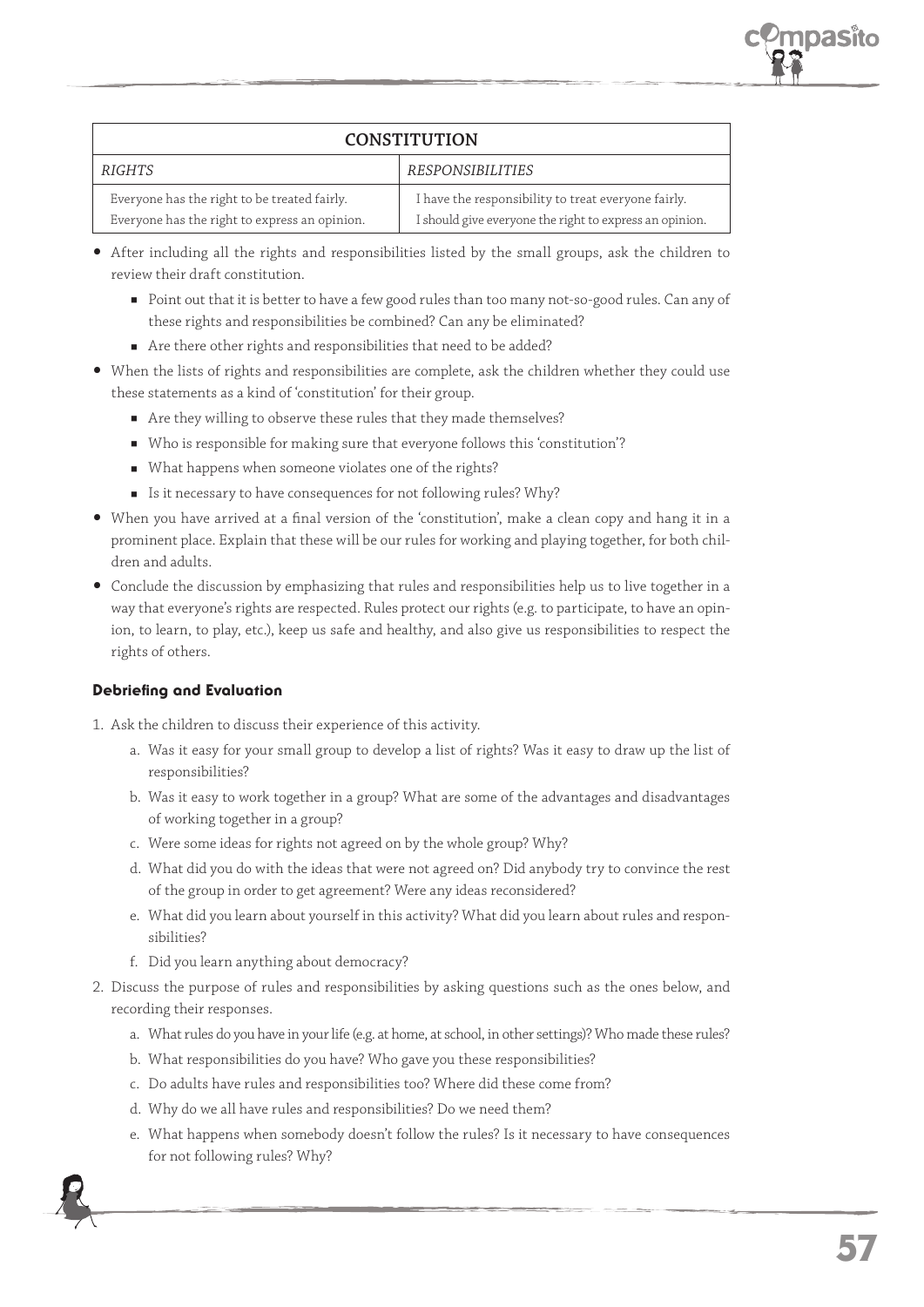| CONSTITUTION | |
|---|---|
| *RIGHTS* | *RESPONSIBILITIES* |
| Everyone has the right to be treated fairly.<br>Everyone has the right to express an opinion. | I have the responsibility to treat everyone fairly.<br>I should give everyone the right to express an opinion. |

- After including all the rights and responsibilities listed by the small groups, ask the children to review their draft constitution.
  - Point out that it is better to have a few good rules than too many not-so-good rules. Can any of these rights and responsibilities be combined? Can any be eliminated?
  - Are there other rights and responsibilities that need to be added?
- When the lists of rights and responsibilities are complete, ask the children whether they could use these statements as a kind of 'constitution' for their group.
  - Are they willing to observe these rules that they made themselves?
  - Who is responsible for making sure that everyone follows this 'constitution'?
  - What happens when someone violates one of the rights?
  - Is it necessary to have consequences for not following rules? Why?
- When you have arrived at a final version of the 'constitution', make a clean copy and hang it in a prominent place. Explain that these will be our rules for working and playing together, for both children and adults.
- Conclude the discussion by emphasizing that rules and responsibilities help us to live together in a way that everyone's rights are respected. Rules protect our rights (e.g. to participate, to have an opinion, to learn, to play, etc.), keep us safe and healthy, and also give us responsibilities to respect the rights of others.

#### Debriefing and Evaluation

1. Ask the children to discuss their experience of this activity.
   a. Was it easy for your small group to develop a list of rights? Was it easy to draw up the list of responsibilities?
   b. Was it easy to work together in a group? What are some of the advantages and disadvantages of working together in a group?
   c. Were some ideas for rights not agreed on by the whole group? Why?
   d. What did you do with the ideas that were not agreed on? Did anybody try to convince the rest of the group in order to get agreement? Were any ideas reconsidered?
   e. What did you learn about yourself in this activity? What did you learn about rules and responsibilities?
   f. Did you learn anything about democracy?
2. Discuss the purpose of rules and responsibilities by asking questions such as the ones below, and recording their responses.
   a. What rules do you have in your life (e.g. at home, at school, in other settings)? Who made these rules?
   b. What responsibilities do you have? Who gave you these responsibilities?
   c. Do adults have rules and responsibilities too? Where did these come from?
   d. Why do we all have rules and responsibilities? Do we need them?
   e. What happens when somebody doesn't follow the rules? Is it necessary to have consequences for not following rules? Why?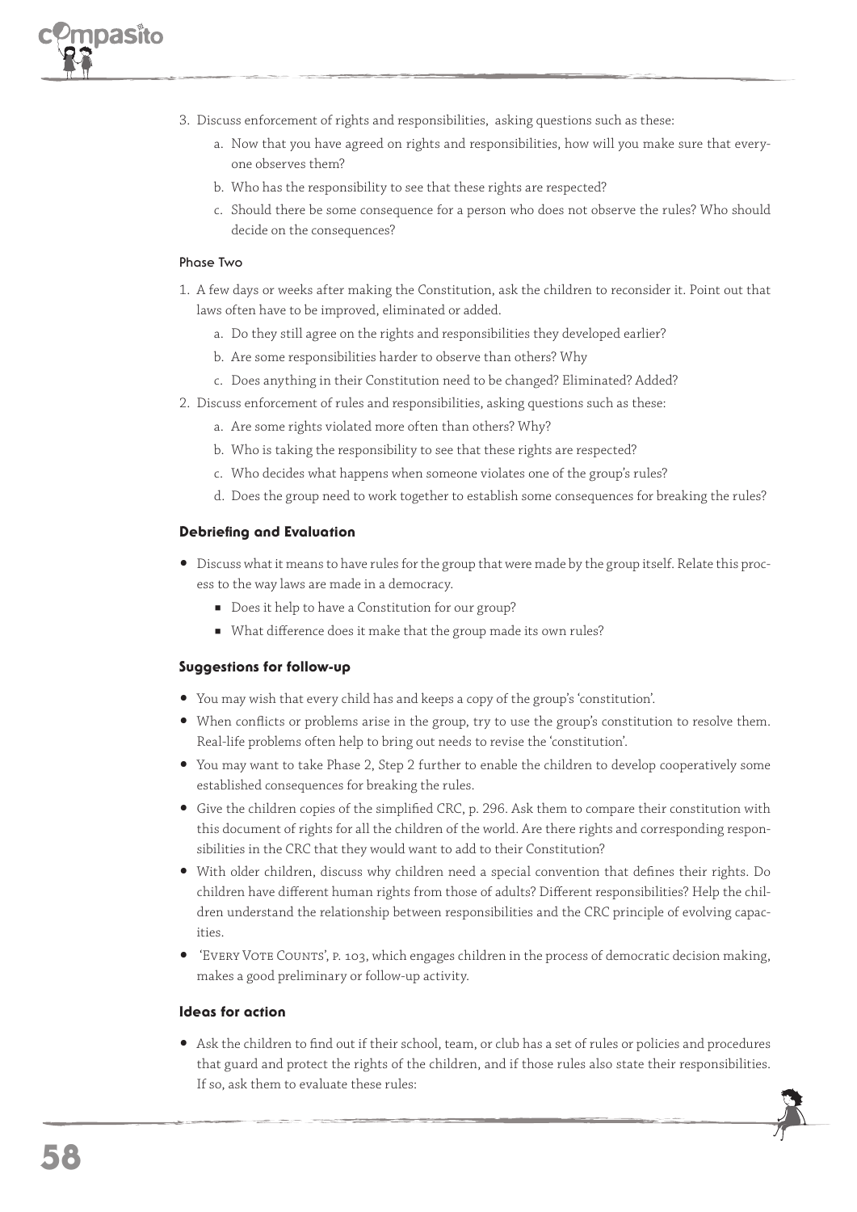3. Discuss enforcement of rights and responsibilities, asking questions such as these:
   a. Now that you have agreed on rights and responsibilities, how will you make sure that everyone observes them?
   b. Who has the responsibility to see that these rights are respected?
   c. Should there be some consequence for a person who does not observe the rules? Who should decide on the consequences?

#### Phase Two

1. A few days or weeks after making the Constitution, ask the children to reconsider it. Point out that laws often have to be improved, eliminated or added.
   a. Do they still agree on the rights and responsibilities they developed earlier?
   b. Are some responsibilities harder to observe than others? Why
   c. Does anything in their Constitution need to be changed? Eliminated? Added?
2. Discuss enforcement of rules and responsibilities, asking questions such as these:
   a. Are some rights violated more often than others? Why?
   b. Who is taking the responsibility to see that these rights are respected?
   c. Who decides what happens when someone violates one of the group's rules?
   d. Does the group need to work together to establish some consequences for breaking the rules?

### Debriefing and Evaluation

- Discuss what it means to have rules for the group that were made by the group itself. Relate this process to the way laws are made in a democracy.
  - Does it help to have a Constitution for our group?
  - What difference does it make that the group made its own rules?

### Suggestions for follow-up

- You may wish that every child has and keeps a copy of the group's 'constitution'.
- When conflicts or problems arise in the group, try to use the group's constitution to resolve them. Real-life problems often help to bring out needs to revise the 'constitution'.
- You may want to take Phase 2, Step 2 further to enable the children to develop cooperatively some established consequences for breaking the rules.
- Give the children copies of the simplified CRC, p. 296. Ask them to compare their constitution with this document of rights for all the children of the world. Are there rights and corresponding responsibilities in the CRC that they would want to add to their Constitution?
- With older children, discuss why children need a special convention that defines their rights. Do children have different human rights from those of adults? Different responsibilities? Help the children understand the relationship between responsibilities and the CRC principle of evolving capacities.
- 'Every Vote Counts', p. 103, which engages children in the process of democratic decision making, makes a good preliminary or follow-up activity.

### Ideas for action

- Ask the children to find out if their school, team, or club has a set of rules or policies and procedures that guard and protect the rights of the children, and if those rules also state their responsibilities. If so, ask them to evaluate these rules: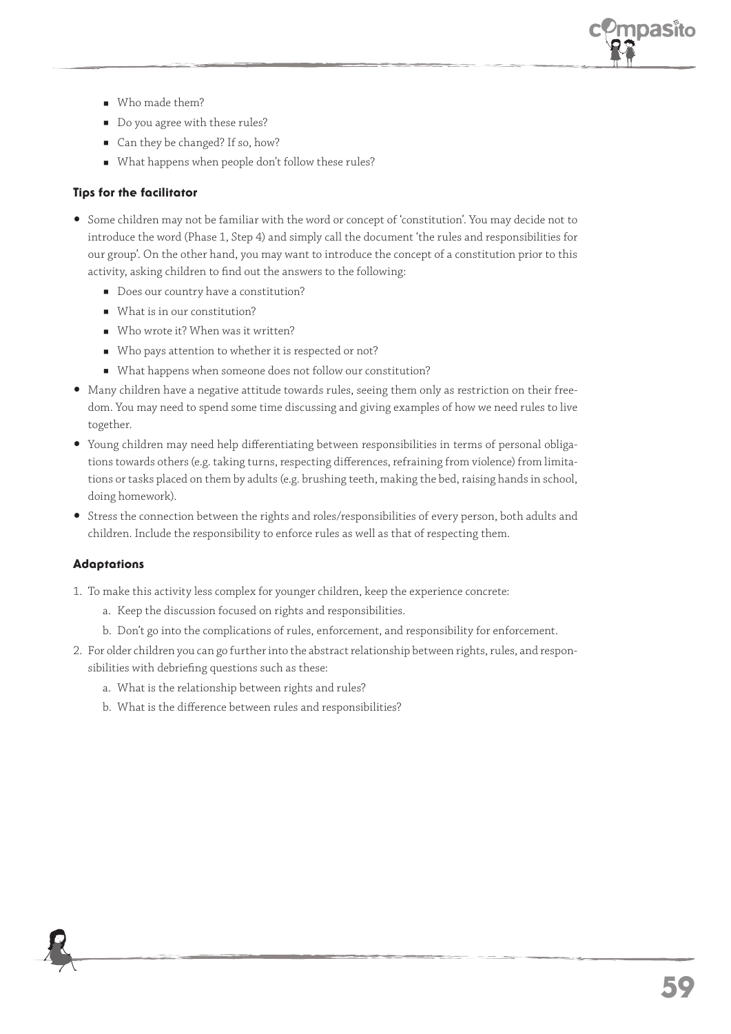- Who made them?
- Do you agree with these rules?
- Can they be changed? If so, how?
- What happens when people don't follow these rules?

### Tips for the facilitator

- Some children may not be familiar with the word or concept of 'constitution'. You may decide not to introduce the word (Phase 1, Step 4) and simply call the document 'the rules and responsibilities for our group'. On the other hand, you may want to introduce the concept of a constitution prior to this activity, asking children to find out the answers to the following:
  - Does our country have a constitution?
  - What is in our constitution?
  - Who wrote it? When was it written?
  - Who pays attention to whether it is respected or not?
  - What happens when someone does not follow our constitution?
- Many children have a negative attitude towards rules, seeing them only as restriction on their freedom. You may need to spend some time discussing and giving examples of how we need rules to live together.
- Young children may need help differentiating between responsibilities in terms of personal obligations towards others (e.g. taking turns, respecting differences, refraining from violence) from limitations or tasks placed on them by adults (e.g. brushing teeth, making the bed, raising hands in school, doing homework).
- Stress the connection between the rights and roles/responsibilities of every person, both adults and children. Include the responsibility to enforce rules as well as that of respecting them.

### Adaptations

1. To make this activity less complex for younger children, keep the experience concrete:
   a. Keep the discussion focused on rights and responsibilities.
   b. Don't go into the complications of rules, enforcement, and responsibility for enforcement.
2. For older children you can go further into the abstract relationship between rights, rules, and responsibilities with debriefing questions such as these:
   a. What is the relationship between rights and rules?
   b. What is the difference between rules and responsibilities?